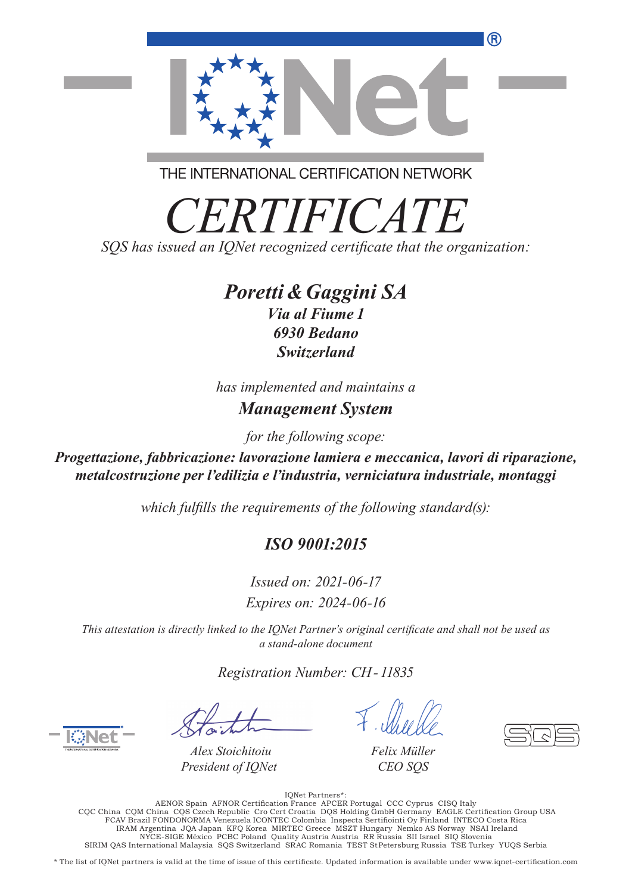THE INTERNATIONAL CERTIFICATION NETWORK

# CERTIFICATE

*SQS has issued an IQNet recognized certificate that the organization:*

***Poretti & Gaggini SA***
***Via al Fiume 1***
***6930 Bedano***
***Switzerland***

*has implemented and maintains a*

***Management System***

*for the following scope:*

***Progettazione, fabbricazione: lavorazione lamiera e meccanica, lavori di riparazione, metalcostruzione per l'edilizia e l'industria, verniciatura industriale, montaggi***

*which fulfills the requirements of the following standard(s):*

## *ISO 9001:2015*

*Issued on: 2021-06-17*
*Expires on: 2024-06-16*

*This attestation is directly linked to the IQNet Partner's original certificate and shall not be used as a stand-alone document*

*Registration Number: CH - 11835*

*Alex Stoichitoiu*
*President of IQNet*

*Felix Müller*
*CEO SQS*

IQNet Partners*:
AENOR Spain AFNOR Certification France APCER Portugal CCC Cyprus CISQ Italy
CQC China CQM China CQS Czech Republic Cro Cert Croatia DQS Holding GmbH Germany EAGLE Certification Group USA
FCAV Brazil FONDONORMA Venezuela ICONTEC Colombia Inspecta Sertifiointi Oy Finland INTECO Costa Rica
IRAM Argentina JQA Japan KFQ Korea MIRTEC Greece MSZT Hungary Nemko AS Norway NSAI Ireland
NYCE-SIGE México PCBC Poland Quality Austria Austria RR Russia SII Israel SIQ Slovenia
SIRIM QAS International Malaysia SQS Switzerland SRAC Romania TEST St Petersburg Russia TSE Turkey YUQS Serbia

* The list of IQNet partners is valid at the time of issue of this certificate. Updated information is available under www.iqnet-certification.com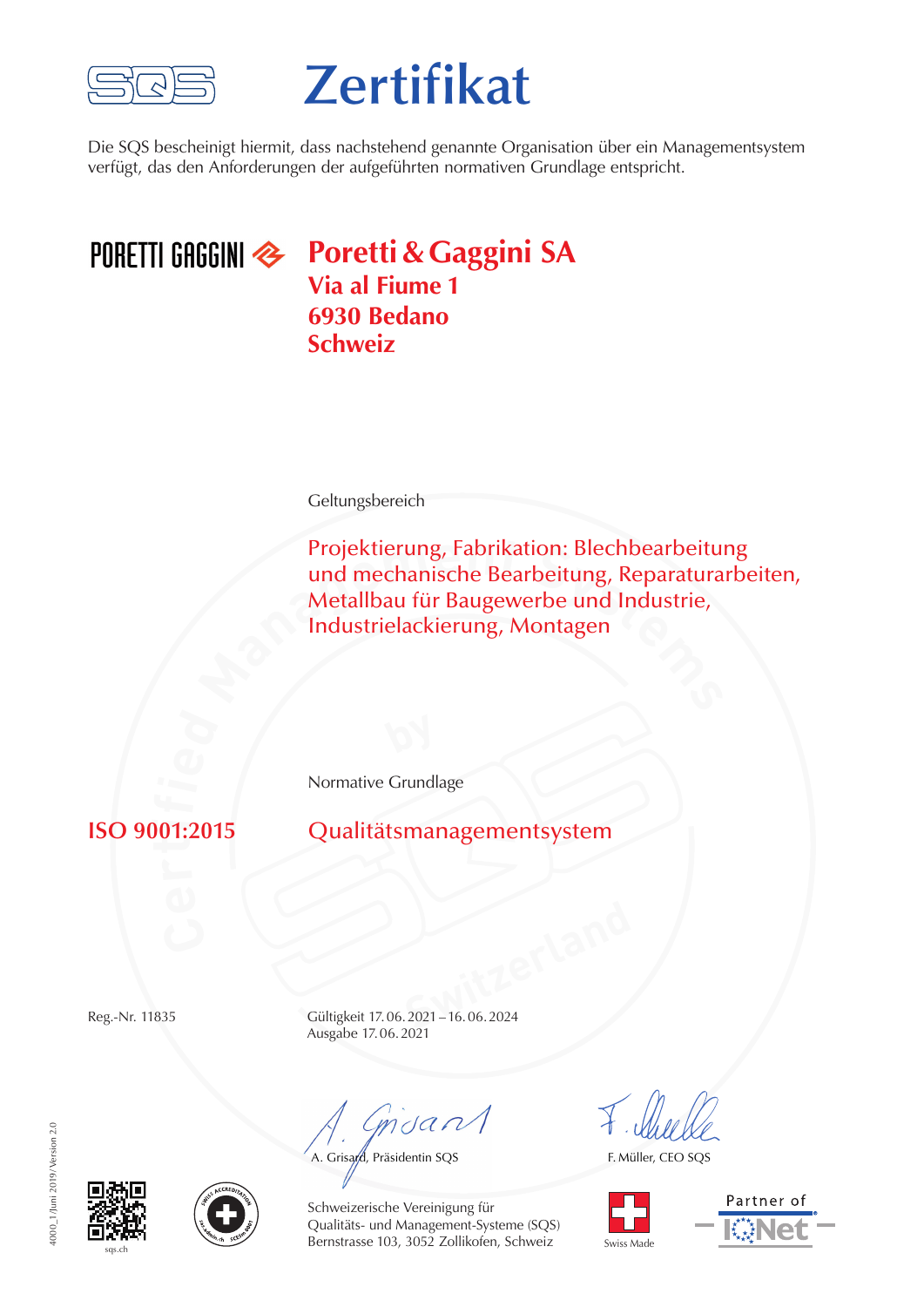# Zertifikat

Die SQS bescheinigt hiermit, dass nachstehend genannte Organisation über ein Managementsystem verfügt, das den Anforderungen der aufgeführten normativen Grundlage entspricht.

PORETTI GAGGINI

## Poretti & Gaggini SA
**Via al Fiume 1**
**6930 Bedano**
**Schweiz**

Geltungsbereich

Projektierung, Fabrikation: Blechbearbeitung und mechanische Bearbeitung, Reparaturarbeiten, Metallbau für Baugewerbe und Industrie, Industrielackierung, Montagen

Normative Grundlage

**ISO 9001:2015** — Qualitätsmanagementsystem

Reg.-Nr. 11835

Gültigkeit 17. 06. 2021 – 16. 06. 2024
Ausgabe 17. 06. 2021

A. Grisard, Präsidentin SQS

F. Müller, CEO SQS

sqs.ch

Schweizerische Vereinigung für Qualitäts- und Management-Systeme (SQS)
Bernstrasse 103, 3052 Zollikofen, Schweiz

Swiss Made

Partner of IQNet

4000_1/Juni 2019/Version 2.0